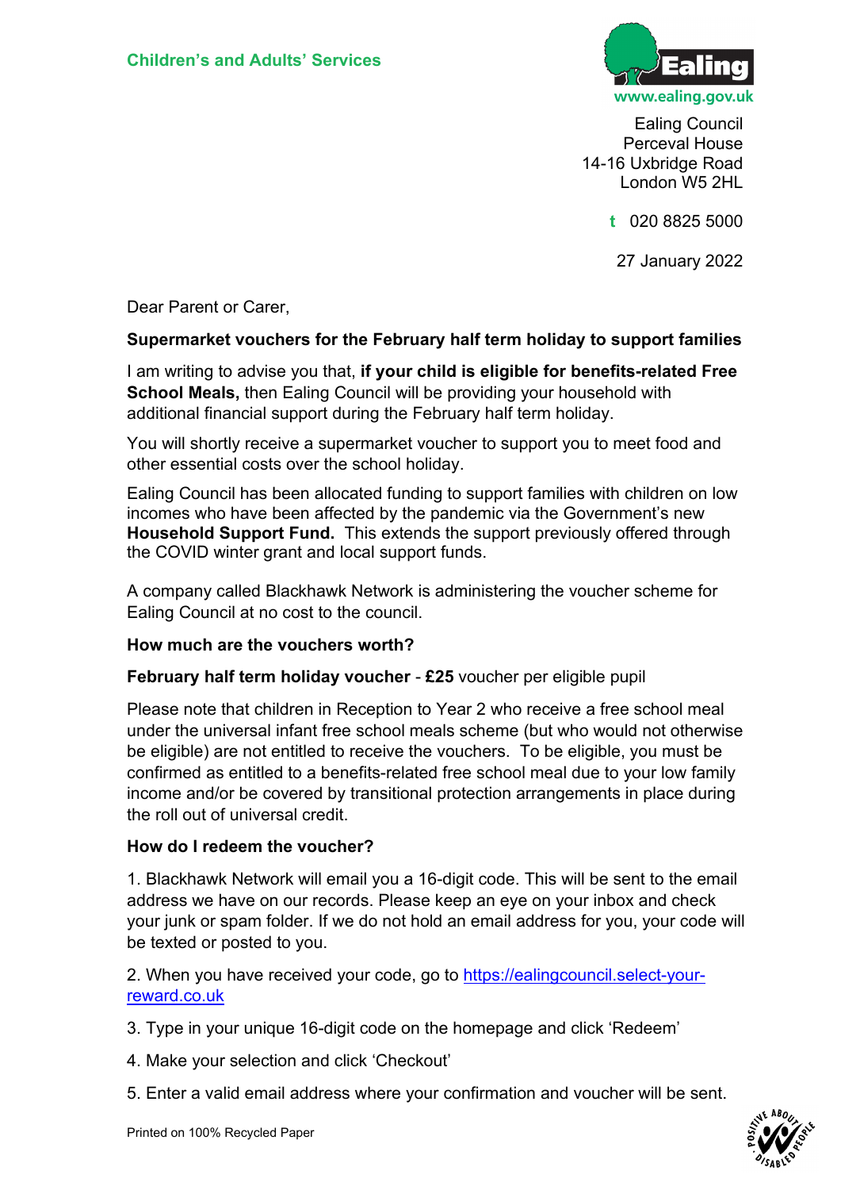Children's and Adults' Services

Ealing
www.ealing.gov.uk

Ealing Council
Perceval House
14-16 Uxbridge Road
London W5 2HL

t 020 8825 5000

27 January 2022

Dear Parent or Carer,

**Supermarket vouchers for the February half term holiday to support families**

I am writing to advise you that, **if your child is eligible for benefits-related Free School Meals,** then Ealing Council will be providing your household with additional financial support during the February half term holiday.

You will shortly receive a supermarket voucher to support you to meet food and other essential costs over the school holiday.

Ealing Council has been allocated funding to support families with children on low incomes who have been affected by the pandemic via the Government's new **Household Support Fund.** This extends the support previously offered through the COVID winter grant and local support funds.

A company called Blackhawk Network is administering the voucher scheme for Ealing Council at no cost to the council.

**How much are the vouchers worth?**

**February half term holiday voucher** - **£25** voucher per eligible pupil

Please note that children in Reception to Year 2 who receive a free school meal under the universal infant free school meals scheme (but who would not otherwise be eligible) are not entitled to receive the vouchers. To be eligible, you must be confirmed as entitled to a benefits-related free school meal due to your low family income and/or be covered by transitional protection arrangements in place during the roll out of universal credit.

**How do I redeem the voucher?**

1. Blackhawk Network will email you a 16-digit code. This will be sent to the email address we have on our records. Please keep an eye on your inbox and check your junk or spam folder. If we do not hold an email address for you, your code will be texted or posted to you.

2. When you have received your code, go to https://ealingcouncil.select-your-reward.co.uk

3. Type in your unique 16-digit code on the homepage and click 'Redeem'

4. Make your selection and click 'Checkout'

5. Enter a valid email address where your confirmation and voucher will be sent.

Printed on 100% Recycled Paper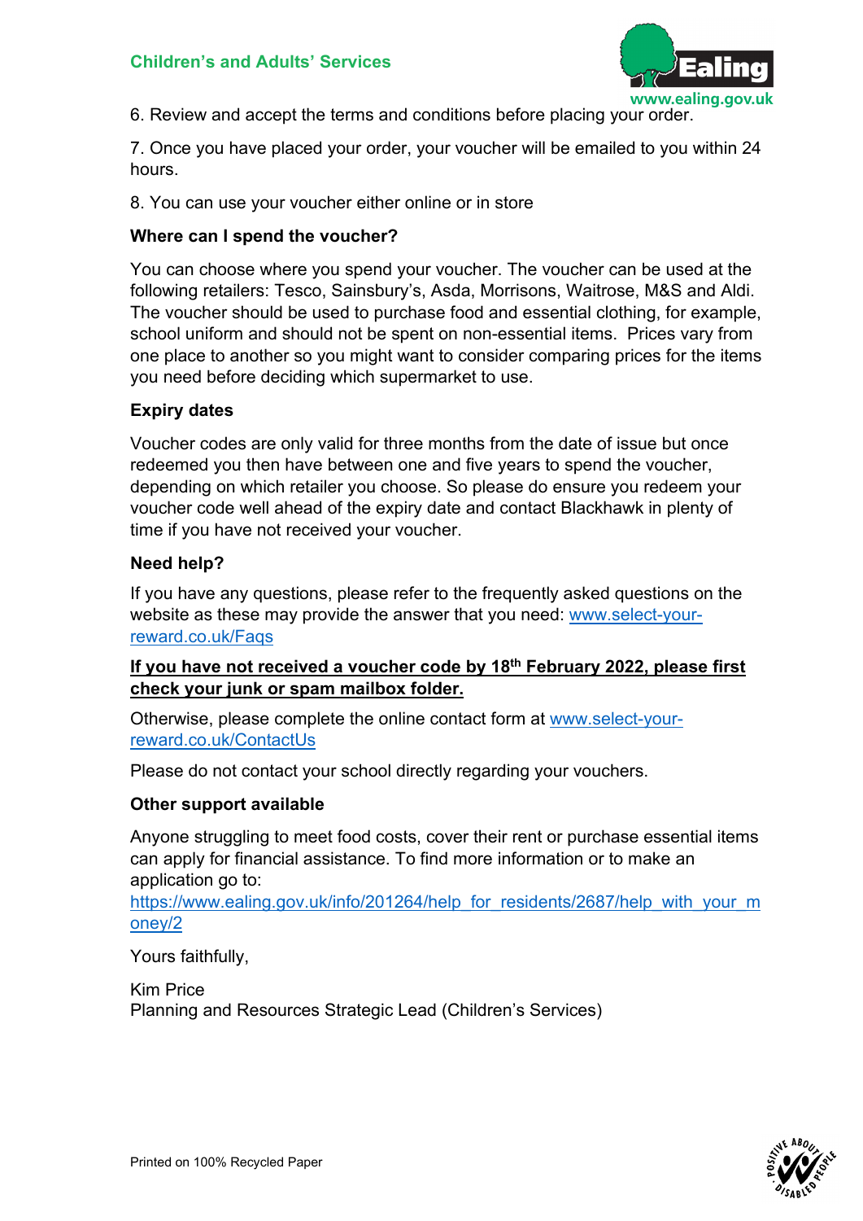6. Review and accept the terms and conditions before placing your order.

7. Once you have placed your order, your voucher will be emailed to you within 24 hours.

8. You can use your voucher either online or in store

**Where can I spend the voucher?**

You can choose where you spend your voucher. The voucher can be used at the following retailers: Tesco, Sainsbury's, Asda, Morrisons, Waitrose, M&S and Aldi. The voucher should be used to purchase food and essential clothing, for example, school uniform and should not be spent on non-essential items. Prices vary from one place to another so you might want to consider comparing prices for the items you need before deciding which supermarket to use.

**Expiry dates**

Voucher codes are only valid for three months from the date of issue but once redeemed you then have between one and five years to spend the voucher, depending on which retailer you choose. So please do ensure you redeem your voucher code well ahead of the expiry date and contact Blackhawk in plenty of time if you have not received your voucher.

**Need help?**

If you have any questions, please refer to the frequently asked questions on the website as these may provide the answer that you need: www.select-your-reward.co.uk/Faqs

**If you have not received a voucher code by 18th February 2022, please first check your junk or spam mailbox folder.**

Otherwise, please complete the online contact form at www.select-your-reward.co.uk/ContactUs

Please do not contact your school directly regarding your vouchers.

**Other support available**

Anyone struggling to meet food costs, cover their rent or purchase essential items can apply for financial assistance. To find more information or to make an application go to:
https://www.ealing.gov.uk/info/201264/help_for_residents/2687/help_with_your_money/2

Yours faithfully,

Kim Price
Planning and Resources Strategic Lead (Children's Services)

Printed on 100% Recycled Paper